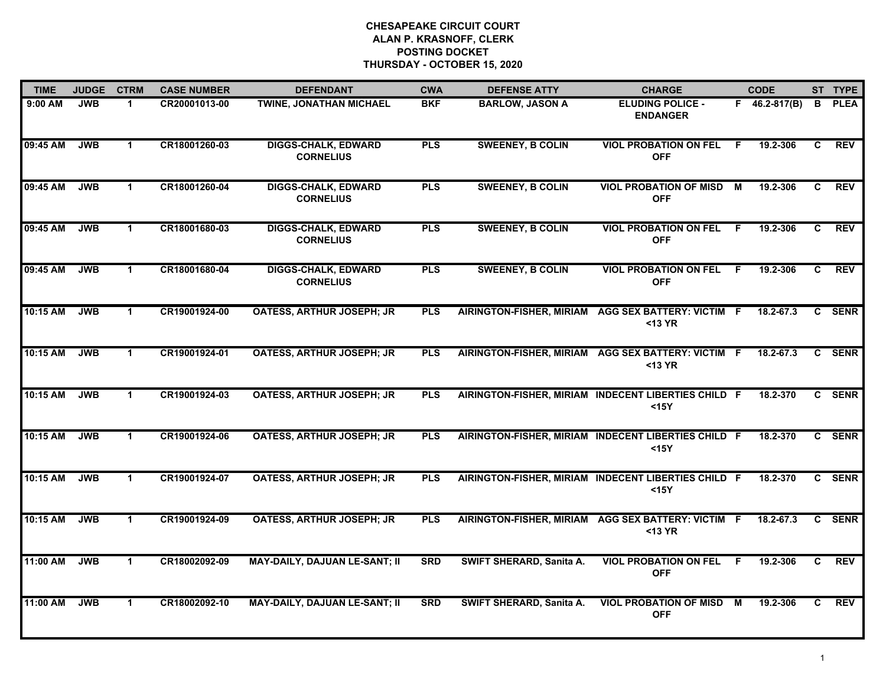**CHESAPEAKE CIRCUIT COURT**
**ALAN P. KRASNOFF, CLERK**
**POSTING DOCKET**
**THURSDAY - OCTOBER 15, 2020**

| TIME | JUDGE | CTRM | CASE NUMBER | DEFENDANT | CWA | DEFENSE ATTY | CHARGE | | CODE | ST | TYPE |
|---|---|---|---|---|---|---|---|---|---|---|---|
| 9:00 AM | JWB | 1 | CR20001013-00 | TWINE, JONATHAN MICHAEL | BKF | BARLOW, JASON A | ELUDING POLICE - ENDANGER | F | 46.2-817(B) | B | PLEA |
| 09:45 AM | JWB | 1 | CR18001260-03 | DIGGS-CHALK, EDWARD CORNELIUS | PLS | SWEENEY, B COLIN | VIOL PROBATION ON FEL OFF | F | 19.2-306 | C | REV |
| 09:45 AM | JWB | 1 | CR18001260-04 | DIGGS-CHALK, EDWARD CORNELIUS | PLS | SWEENEY, B COLIN | VIOL PROBATION OF MISD OFF | M | 19.2-306 | C | REV |
| 09:45 AM | JWB | 1 | CR18001680-03 | DIGGS-CHALK, EDWARD CORNELIUS | PLS | SWEENEY, B COLIN | VIOL PROBATION ON FEL OFF | F | 19.2-306 | C | REV |
| 09:45 AM | JWB | 1 | CR18001680-04 | DIGGS-CHALK, EDWARD CORNELIUS | PLS | SWEENEY, B COLIN | VIOL PROBATION ON FEL OFF | F | 19.2-306 | C | REV |
| 10:15 AM | JWB | 1 | CR19001924-00 | OATESS, ARTHUR JOSEPH; JR | PLS | AIRINGTON-FISHER, MIRIAM | AGG SEX BATTERY: VICTIM <13 YR | F | 18.2-67.3 | C | SENR |
| 10:15 AM | JWB | 1 | CR19001924-01 | OATESS, ARTHUR JOSEPH; JR | PLS | AIRINGTON-FISHER, MIRIAM | AGG SEX BATTERY: VICTIM <13 YR | F | 18.2-67.3 | C | SENR |
| 10:15 AM | JWB | 1 | CR19001924-03 | OATESS, ARTHUR JOSEPH; JR | PLS | AIRINGTON-FISHER, MIRIAM | INDECENT LIBERTIES CHILD <15Y | F | 18.2-370 | C | SENR |
| 10:15 AM | JWB | 1 | CR19001924-06 | OATESS, ARTHUR JOSEPH; JR | PLS | AIRINGTON-FISHER, MIRIAM | INDECENT LIBERTIES CHILD <15Y | F | 18.2-370 | C | SENR |
| 10:15 AM | JWB | 1 | CR19001924-07 | OATESS, ARTHUR JOSEPH; JR | PLS | AIRINGTON-FISHER, MIRIAM | INDECENT LIBERTIES CHILD <15Y | F | 18.2-370 | C | SENR |
| 10:15 AM | JWB | 1 | CR19001924-09 | OATESS, ARTHUR JOSEPH; JR | PLS | AIRINGTON-FISHER, MIRIAM | AGG SEX BATTERY: VICTIM <13 YR | F | 18.2-67.3 | C | SENR |
| 11:00 AM | JWB | 1 | CR18002092-09 | MAY-DAILY, DAJUAN LE-SANT; II | SRD | SWIFT SHERARD, Sanita A. | VIOL PROBATION ON FEL OFF | F | 19.2-306 | C | REV |
| 11:00 AM | JWB | 1 | CR18002092-10 | MAY-DAILY, DAJUAN LE-SANT; II | SRD | SWIFT SHERARD, Sanita A. | VIOL PROBATION OF MISD OFF | M | 19.2-306 | C | REV |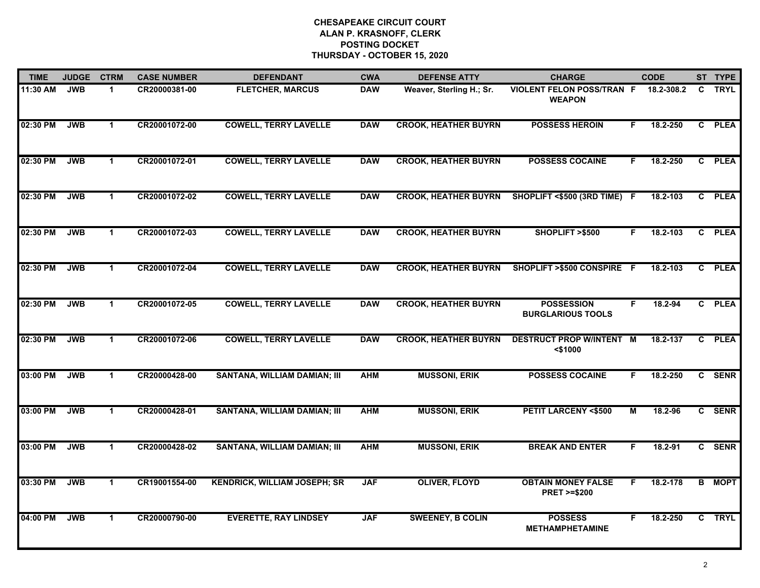**CHESAPEAKE CIRCUIT COURT**
**ALAN P. KRASNOFF, CLERK**
**POSTING DOCKET**
**THURSDAY - OCTOBER 15, 2020**

| TIME | JUDGE | CTRM | CASE NUMBER | DEFENDANT | CWA | DEFENSE ATTY | CHARGE | | CODE | ST | TYPE |
|---|---|---|---|---|---|---|---|---|---|---|---|
| 11:30 AM | JWB | 1 | CR20000381-00 | FLETCHER, MARCUS | DAW | Weaver, Sterling H.; Sr. | VIOLENT FELON POSS/TRAN WEAPON | F | 18.2-308.2 | C | TRYL |
| 02:30 PM | JWB | 1 | CR20001072-00 | COWELL, TERRY LAVELLE | DAW | CROOK, HEATHER BUYRN | POSSESS HEROIN | F | 18.2-250 | C | PLEA |
| 02:30 PM | JWB | 1 | CR20001072-01 | COWELL, TERRY LAVELLE | DAW | CROOK, HEATHER BUYRN | POSSESS COCAINE | F | 18.2-250 | C | PLEA |
| 02:30 PM | JWB | 1 | CR20001072-02 | COWELL, TERRY LAVELLE | DAW | CROOK, HEATHER BUYRN | SHOPLIFT <$500 (3RD TIME) | F | 18.2-103 | C | PLEA |
| 02:30 PM | JWB | 1 | CR20001072-03 | COWELL, TERRY LAVELLE | DAW | CROOK, HEATHER BUYRN | SHOPLIFT >$500 | F | 18.2-103 | C | PLEA |
| 02:30 PM | JWB | 1 | CR20001072-04 | COWELL, TERRY LAVELLE | DAW | CROOK, HEATHER BUYRN | SHOPLIFT >$500 CONSPIRE | F | 18.2-103 | C | PLEA |
| 02:30 PM | JWB | 1 | CR20001072-05 | COWELL, TERRY LAVELLE | DAW | CROOK, HEATHER BUYRN | POSSESSION BURGLARIOUS TOOLS | F | 18.2-94 | C | PLEA |
| 02:30 PM | JWB | 1 | CR20001072-06 | COWELL, TERRY LAVELLE | DAW | CROOK, HEATHER BUYRN | DESTRUCT PROP W/INTENT <$1000 | M | 18.2-137 | C | PLEA |
| 03:00 PM | JWB | 1 | CR20000428-00 | SANTANA, WILLIAM DAMIAN; III | AHM | MUSSONI, ERIK | POSSESS COCAINE | F | 18.2-250 | C | SENR |
| 03:00 PM | JWB | 1 | CR20000428-01 | SANTANA, WILLIAM DAMIAN; III | AHM | MUSSONI, ERIK | PETIT LARCENY <$500 | M | 18.2-96 | C | SENR |
| 03:00 PM | JWB | 1 | CR20000428-02 | SANTANA, WILLIAM DAMIAN; III | AHM | MUSSONI, ERIK | BREAK AND ENTER | F | 18.2-91 | C | SENR |
| 03:30 PM | JWB | 1 | CR19001554-00 | KENDRICK, WILLIAM JOSEPH; SR | JAF | OLIVER, FLOYD | OBTAIN MONEY FALSE PRET >=$200 | F | 18.2-178 | B | MOPT |
| 04:00 PM | JWB | 1 | CR20000790-00 | EVERETTE, RAY LINDSEY | JAF | SWEENEY, B COLIN | POSSESS METHAMPHETAMINE | F | 18.2-250 | C | TRYL |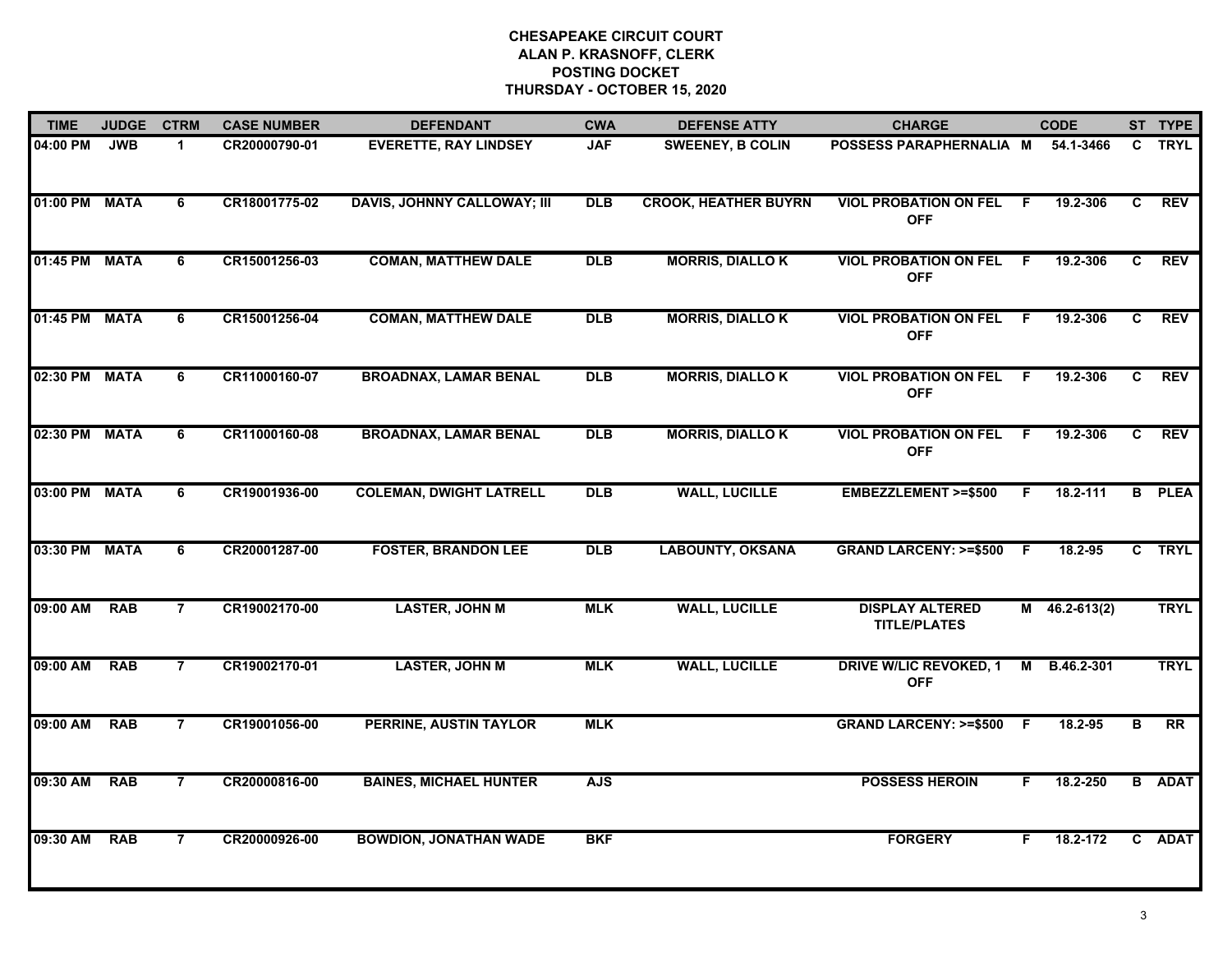**CHESAPEAKE CIRCUIT COURT**
**ALAN P. KRASNOFF, CLERK**
**POSTING DOCKET**
**THURSDAY - OCTOBER 15, 2020**

| TIME | JUDGE | CTRM | CASE NUMBER | DEFENDANT | CWA | DEFENSE ATTY | CHARGE | | CODE | ST | TYPE |
|---|---|---|---|---|---|---|---|---|---|---|---|
| 04:00 PM | JWB | 1 | CR20000790-01 | EVERETTE, RAY LINDSEY | JAF | SWEENEY, B COLIN | POSSESS PARAPHERNALIA | M | 54.1-3466 | C | TRYL |
| 01:00 PM | MATA | 6 | CR18001775-02 | DAVIS, JOHNNY CALLOWAY; III | DLB | CROOK, HEATHER BUYRN | VIOL PROBATION ON FEL OFF | F | 19.2-306 | C | REV |
| 01:45 PM | MATA | 6 | CR15001256-03 | COMAN, MATTHEW DALE | DLB | MORRIS, DIALLO K | VIOL PROBATION ON FEL OFF | F | 19.2-306 | C | REV |
| 01:45 PM | MATA | 6 | CR15001256-04 | COMAN, MATTHEW DALE | DLB | MORRIS, DIALLO K | VIOL PROBATION ON FEL OFF | F | 19.2-306 | C | REV |
| 02:30 PM | MATA | 6 | CR11000160-07 | BROADNAX, LAMAR BENAL | DLB | MORRIS, DIALLO K | VIOL PROBATION ON FEL OFF | F | 19.2-306 | C | REV |
| 02:30 PM | MATA | 6 | CR11000160-08 | BROADNAX, LAMAR BENAL | DLB | MORRIS, DIALLO K | VIOL PROBATION ON FEL OFF | F | 19.2-306 | C | REV |
| 03:00 PM | MATA | 6 | CR19001936-00 | COLEMAN, DWIGHT LATRELL | DLB | WALL, LUCILLE | EMBEZZLEMENT >=$500 | F | 18.2-111 | B | PLEA |
| 03:30 PM | MATA | 6 | CR20001287-00 | FOSTER, BRANDON LEE | DLB | LABOUNTY, OKSANA | GRAND LARCENY: >=$500 | F | 18.2-95 | C | TRYL |
| 09:00 AM | RAB | 7 | CR19002170-00 | LASTER, JOHN M | MLK | WALL, LUCILLE | DISPLAY ALTERED TITLE/PLATES | M | 46.2-613(2) | | TRYL |
| 09:00 AM | RAB | 7 | CR19002170-01 | LASTER, JOHN M | MLK | WALL, LUCILLE | DRIVE W/LIC REVOKED, 1 OFF | M | B.46.2-301 | | TRYL |
| 09:00 AM | RAB | 7 | CR19001056-00 | PERRINE, AUSTIN TAYLOR | MLK | | GRAND LARCENY: >=$500 | F | 18.2-95 | B | RR |
| 09:30 AM | RAB | 7 | CR20000816-00 | BAINES, MICHAEL HUNTER | AJS | | POSSESS HEROIN | F | 18.2-250 | B | ADAT |
| 09:30 AM | RAB | 7 | CR20000926-00 | BOWDION, JONATHAN WADE | BKF | | FORGERY | F | 18.2-172 | C | ADAT |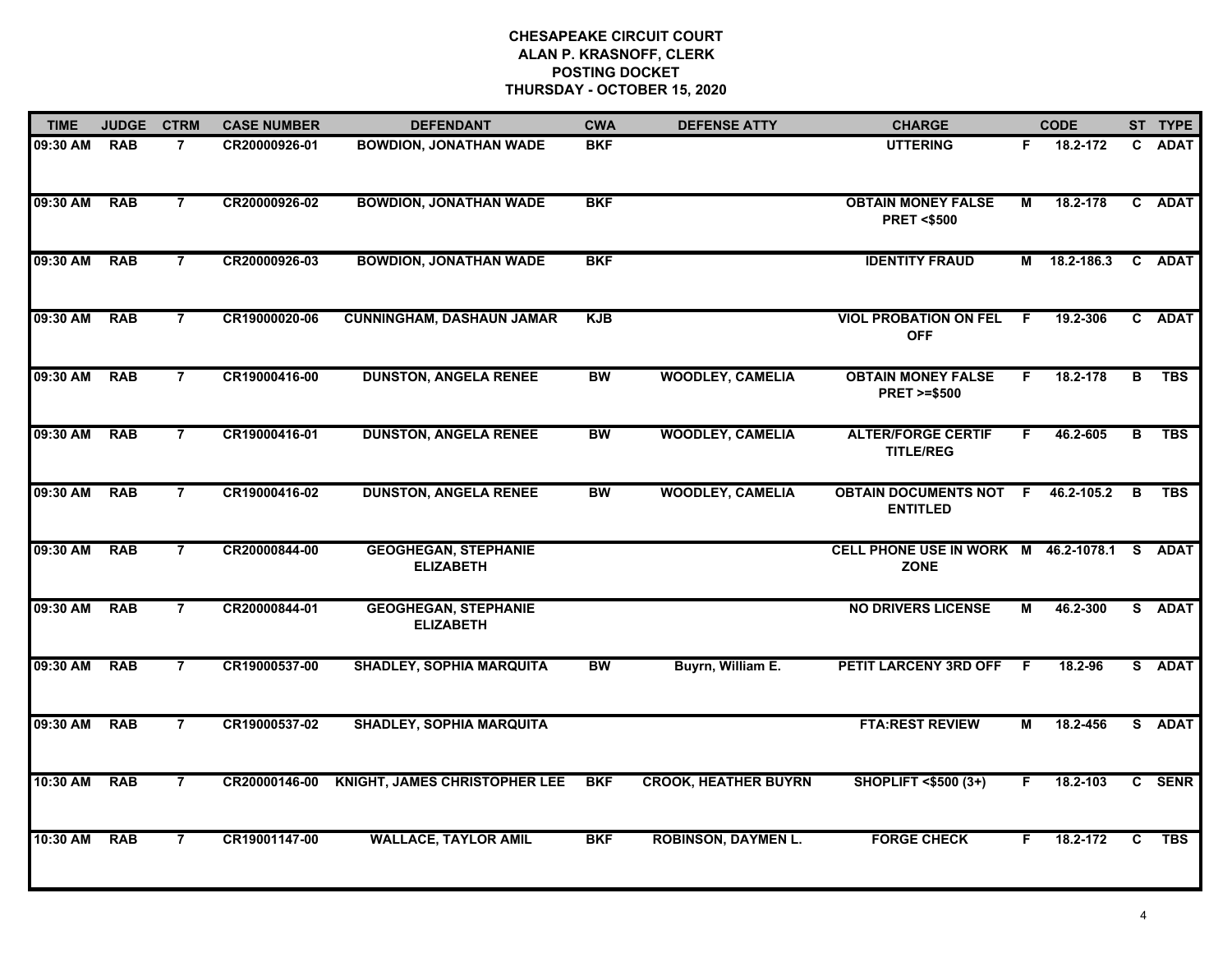# CHESAPEAKE CIRCUIT COURT
## ALAN P. KRASNOFF, CLERK
## POSTING DOCKET
## THURSDAY - OCTOBER 15, 2020

| TIME | JUDGE | CTRM | CASE NUMBER | DEFENDANT | CWA | DEFENSE ATTY | CHARGE | | CODE | ST | TYPE |
|---|---|---|---|---|---|---|---|---|---|---|---|
| 09:30 AM | RAB | 7 | CR20000926-01 | BOWDION, JONATHAN WADE | BKF | | UTTERING | F | 18.2-172 | C | ADAT |
| 09:30 AM | RAB | 7 | CR20000926-02 | BOWDION, JONATHAN WADE | BKF | | OBTAIN MONEY FALSE PRET <$500 | M | 18.2-178 | C | ADAT |
| 09:30 AM | RAB | 7 | CR20000926-03 | BOWDION, JONATHAN WADE | BKF | | IDENTITY FRAUD | M | 18.2-186.3 | C | ADAT |
| 09:30 AM | RAB | 7 | CR19000020-06 | CUNNINGHAM, DASHAUN JAMAR | KJB | | VIOL PROBATION ON FEL OFF | F | 19.2-306 | C | ADAT |
| 09:30 AM | RAB | 7 | CR19000416-00 | DUNSTON, ANGELA RENEE | BW | WOODLEY, CAMELIA | OBTAIN MONEY FALSE PRET >=$500 | F | 18.2-178 | B | TBS |
| 09:30 AM | RAB | 7 | CR19000416-01 | DUNSTON, ANGELA RENEE | BW | WOODLEY, CAMELIA | ALTER/FORGE CERTIF TITLE/REG | F | 46.2-605 | B | TBS |
| 09:30 AM | RAB | 7 | CR19000416-02 | DUNSTON, ANGELA RENEE | BW | WOODLEY, CAMELIA | OBTAIN DOCUMENTS NOT ENTITLED | F | 46.2-105.2 | B | TBS |
| 09:30 AM | RAB | 7 | CR20000844-00 | GEOGHEGAN, STEPHANIE ELIZABETH | | | CELL PHONE USE IN WORK ZONE | M | 46.2-1078.1 | S | ADAT |
| 09:30 AM | RAB | 7 | CR20000844-01 | GEOGHEGAN, STEPHANIE ELIZABETH | | | NO DRIVERS LICENSE | M | 46.2-300 | S | ADAT |
| 09:30 AM | RAB | 7 | CR19000537-00 | SHADLEY, SOPHIA MARQUITA | BW | Buyrn, William E. | PETIT LARCENY 3RD OFF | F | 18.2-96 | S | ADAT |
| 09:30 AM | RAB | 7 | CR19000537-02 | SHADLEY, SOPHIA MARQUITA | | | FTA:REST REVIEW | M | 18.2-456 | S | ADAT |
| 10:30 AM | RAB | 7 | CR20000146-00 | KNIGHT, JAMES CHRISTOPHER LEE | BKF | CROOK, HEATHER BUYRN | SHOPLIFT <$500 (3+) | F | 18.2-103 | C | SENR |
| 10:30 AM | RAB | 7 | CR19001147-00 | WALLACE, TAYLOR AMIL | BKF | ROBINSON, DAYMEN L. | FORGE CHECK | F | 18.2-172 | C | TBS |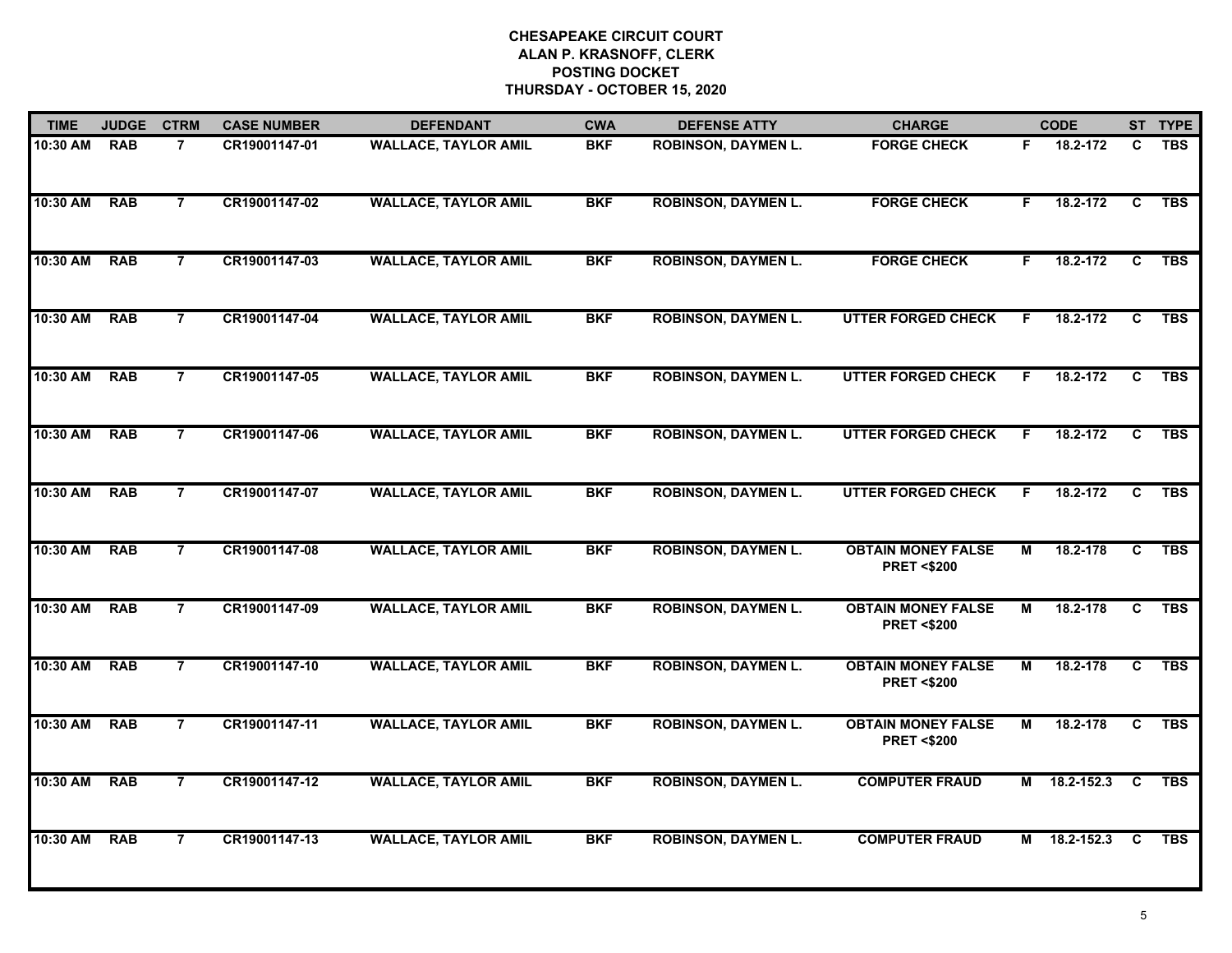# CHESAPEAKE CIRCUIT COURT
## ALAN P. KRASNOFF, CLERK
## POSTING DOCKET
## THURSDAY - OCTOBER 15, 2020

| TIME | JUDGE | CTRM | CASE NUMBER | DEFENDANT | CWA | DEFENSE ATTY | CHARGE | | CODE | ST | TYPE |
|---|---|---|---|---|---|---|---|---|---|---|---|
| 10:30 AM | RAB | 7 | CR19001147-01 | WALLACE, TAYLOR AMIL | BKF | ROBINSON, DAYMEN L. | FORGE CHECK | F | 18.2-172 | C | TBS |
| 10:30 AM | RAB | 7 | CR19001147-02 | WALLACE, TAYLOR AMIL | BKF | ROBINSON, DAYMEN L. | FORGE CHECK | F | 18.2-172 | C | TBS |
| 10:30 AM | RAB | 7 | CR19001147-03 | WALLACE, TAYLOR AMIL | BKF | ROBINSON, DAYMEN L. | FORGE CHECK | F | 18.2-172 | C | TBS |
| 10:30 AM | RAB | 7 | CR19001147-04 | WALLACE, TAYLOR AMIL | BKF | ROBINSON, DAYMEN L. | UTTER FORGED CHECK | F | 18.2-172 | C | TBS |
| 10:30 AM | RAB | 7 | CR19001147-05 | WALLACE, TAYLOR AMIL | BKF | ROBINSON, DAYMEN L. | UTTER FORGED CHECK | F | 18.2-172 | C | TBS |
| 10:30 AM | RAB | 7 | CR19001147-06 | WALLACE, TAYLOR AMIL | BKF | ROBINSON, DAYMEN L. | UTTER FORGED CHECK | F | 18.2-172 | C | TBS |
| 10:30 AM | RAB | 7 | CR19001147-07 | WALLACE, TAYLOR AMIL | BKF | ROBINSON, DAYMEN L. | UTTER FORGED CHECK | F | 18.2-172 | C | TBS |
| 10:30 AM | RAB | 7 | CR19001147-08 | WALLACE, TAYLOR AMIL | BKF | ROBINSON, DAYMEN L. | OBTAIN MONEY FALSE PRET <$200 | M | 18.2-178 | C | TBS |
| 10:30 AM | RAB | 7 | CR19001147-09 | WALLACE, TAYLOR AMIL | BKF | ROBINSON, DAYMEN L. | OBTAIN MONEY FALSE PRET <$200 | M | 18.2-178 | C | TBS |
| 10:30 AM | RAB | 7 | CR19001147-10 | WALLACE, TAYLOR AMIL | BKF | ROBINSON, DAYMEN L. | OBTAIN MONEY FALSE PRET <$200 | M | 18.2-178 | C | TBS |
| 10:30 AM | RAB | 7 | CR19001147-11 | WALLACE, TAYLOR AMIL | BKF | ROBINSON, DAYMEN L. | OBTAIN MONEY FALSE PRET <$200 | M | 18.2-178 | C | TBS |
| 10:30 AM | RAB | 7 | CR19001147-12 | WALLACE, TAYLOR AMIL | BKF | ROBINSON, DAYMEN L. | COMPUTER FRAUD | M | 18.2-152.3 | C | TBS |
| 10:30 AM | RAB | 7 | CR19001147-13 | WALLACE, TAYLOR AMIL | BKF | ROBINSON, DAYMEN L. | COMPUTER FRAUD | M | 18.2-152.3 | C | TBS |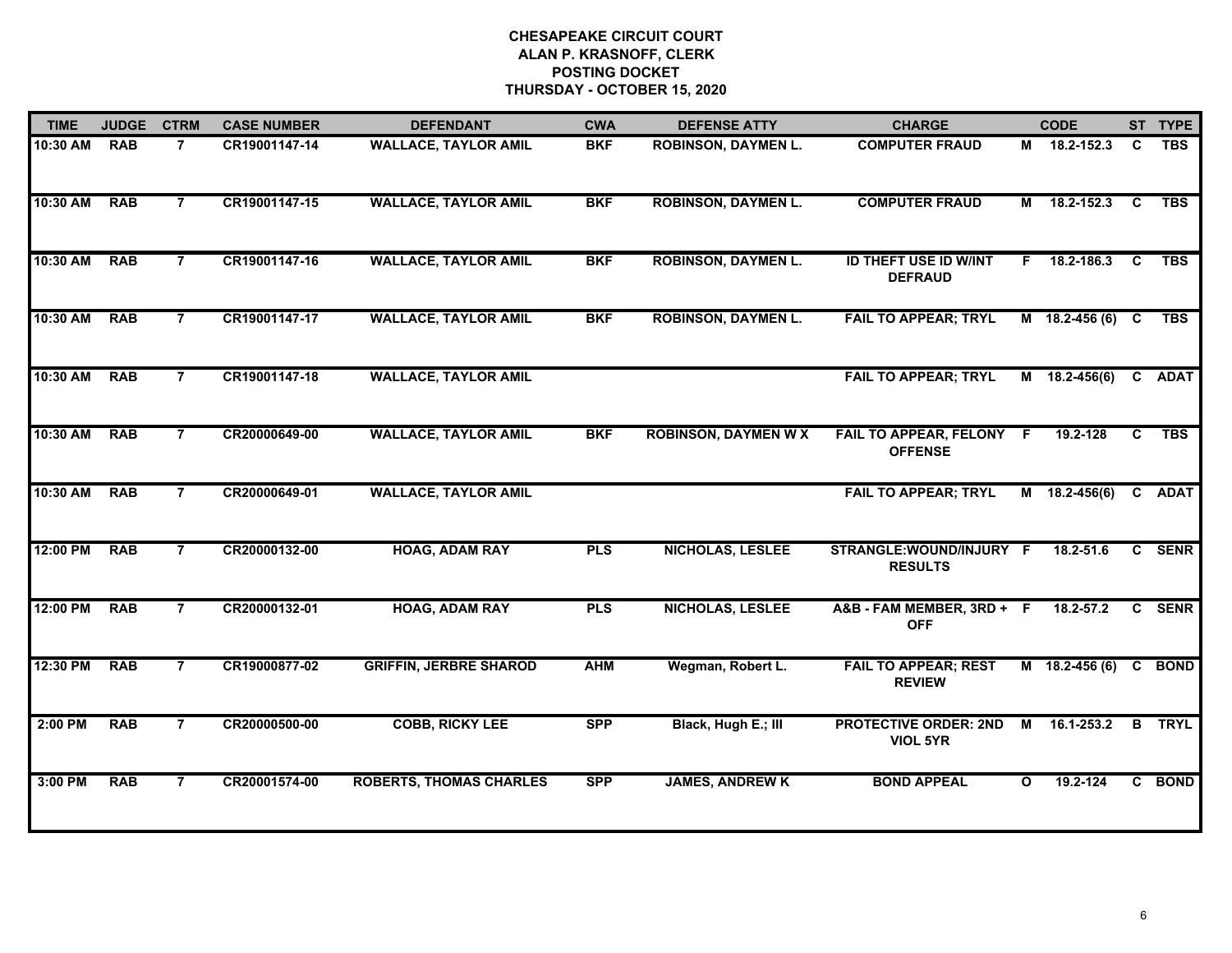**CHESAPEAKE CIRCUIT COURT**
**ALAN P. KRASNOFF, CLERK**
**POSTING DOCKET**
**THURSDAY - OCTOBER 15, 2020**

| TIME | JUDGE | CTRM | CASE NUMBER | DEFENDANT | CWA | DEFENSE ATTY | CHARGE | | CODE | ST | TYPE |
|---|---|---|---|---|---|---|---|---|---|---|---|
| 10:30 AM | RAB | 7 | CR19001147-14 | WALLACE, TAYLOR AMIL | BKF | ROBINSON, DAYMEN L. | COMPUTER FRAUD | M | 18.2-152.3 | C | TBS |
| 10:30 AM | RAB | 7 | CR19001147-15 | WALLACE, TAYLOR AMIL | BKF | ROBINSON, DAYMEN L. | COMPUTER FRAUD | M | 18.2-152.3 | C | TBS |
| 10:30 AM | RAB | 7 | CR19001147-16 | WALLACE, TAYLOR AMIL | BKF | ROBINSON, DAYMEN L. | ID THEFT USE ID W/INT DEFRAUD | F | 18.2-186.3 | C | TBS |
| 10:30 AM | RAB | 7 | CR19001147-17 | WALLACE, TAYLOR AMIL | BKF | ROBINSON, DAYMEN L. | FAIL TO APPEAR; TRYL | M | 18.2-456 (6) | C | TBS |
| 10:30 AM | RAB | 7 | CR19001147-18 | WALLACE, TAYLOR AMIL | | | FAIL TO APPEAR; TRYL | M | 18.2-456(6) | C | ADAT |
| 10:30 AM | RAB | 7 | CR20000649-00 | WALLACE, TAYLOR AMIL | BKF | ROBINSON, DAYMEN W X | FAIL TO APPEAR, FELONY OFFENSE | F | 19.2-128 | C | TBS |
| 10:30 AM | RAB | 7 | CR20000649-01 | WALLACE, TAYLOR AMIL | | | FAIL TO APPEAR; TRYL | M | 18.2-456(6) | C | ADAT |
| 12:00 PM | RAB | 7 | CR20000132-00 | HOAG, ADAM RAY | PLS | NICHOLAS, LESLEE | STRANGLE:WOUND/INJURY RESULTS | F | 18.2-51.6 | C | SENR |
| 12:00 PM | RAB | 7 | CR20000132-01 | HOAG, ADAM RAY | PLS | NICHOLAS, LESLEE | A&B - FAM MEMBER, 3RD + OFF | F | 18.2-57.2 | C | SENR |
| 12:30 PM | RAB | 7 | CR19000877-02 | GRIFFIN, JERBRE SHAROD | AHM | Wegman, Robert L. | FAIL TO APPEAR; REST REVIEW | M | 18.2-456 (6) | C | BOND |
| 2:00 PM | RAB | 7 | CR20000500-00 | COBB, RICKY LEE | SPP | Black, Hugh E.; III | PROTECTIVE ORDER: 2ND VIOL 5YR | M | 16.1-253.2 | B | TRYL |
| 3:00 PM | RAB | 7 | CR20001574-00 | ROBERTS, THOMAS CHARLES | SPP | JAMES, ANDREW K | BOND APPEAL | O | 19.2-124 | C | BOND |